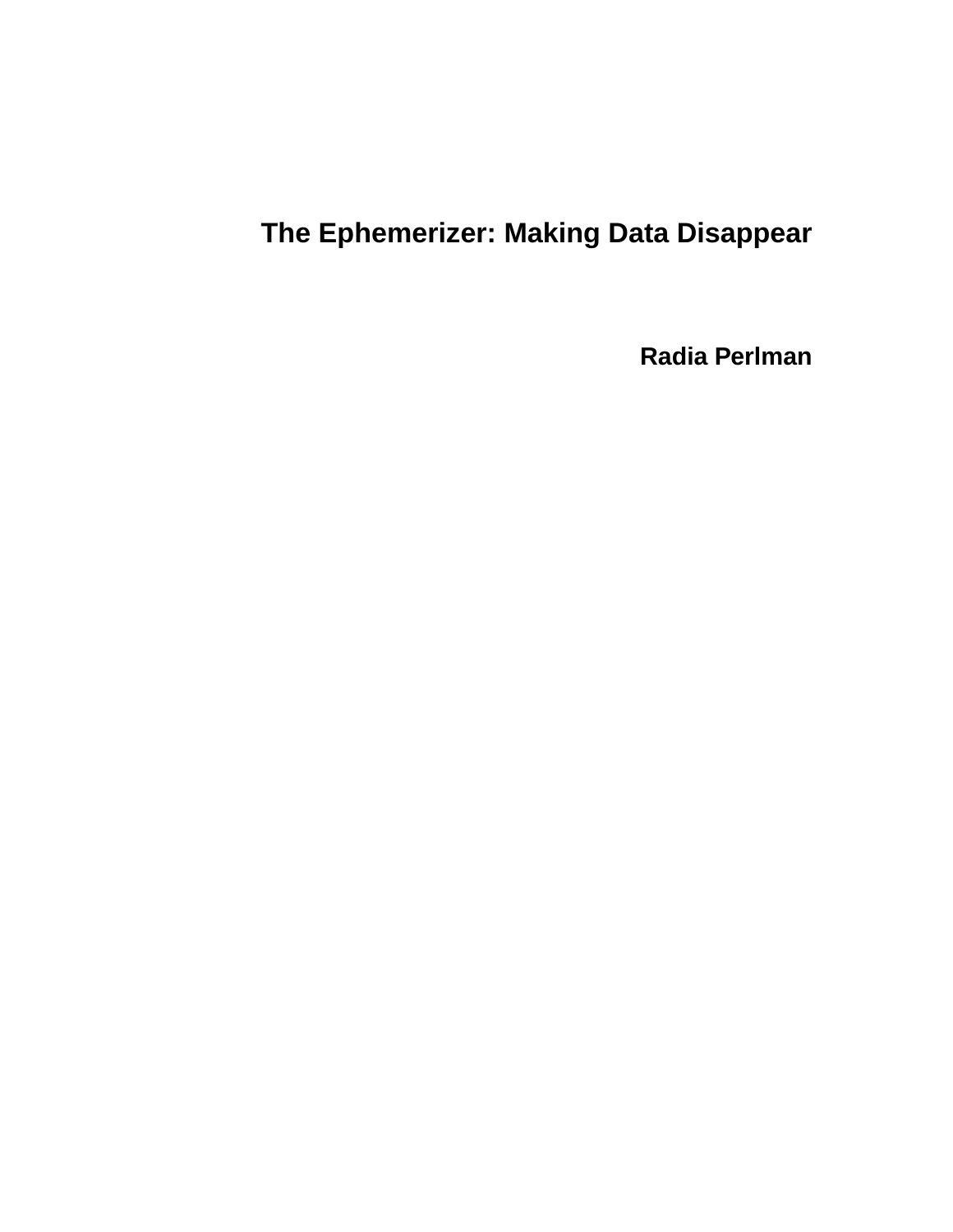# The Ephemerizer: Making Data Disappear

**Radia Perlman**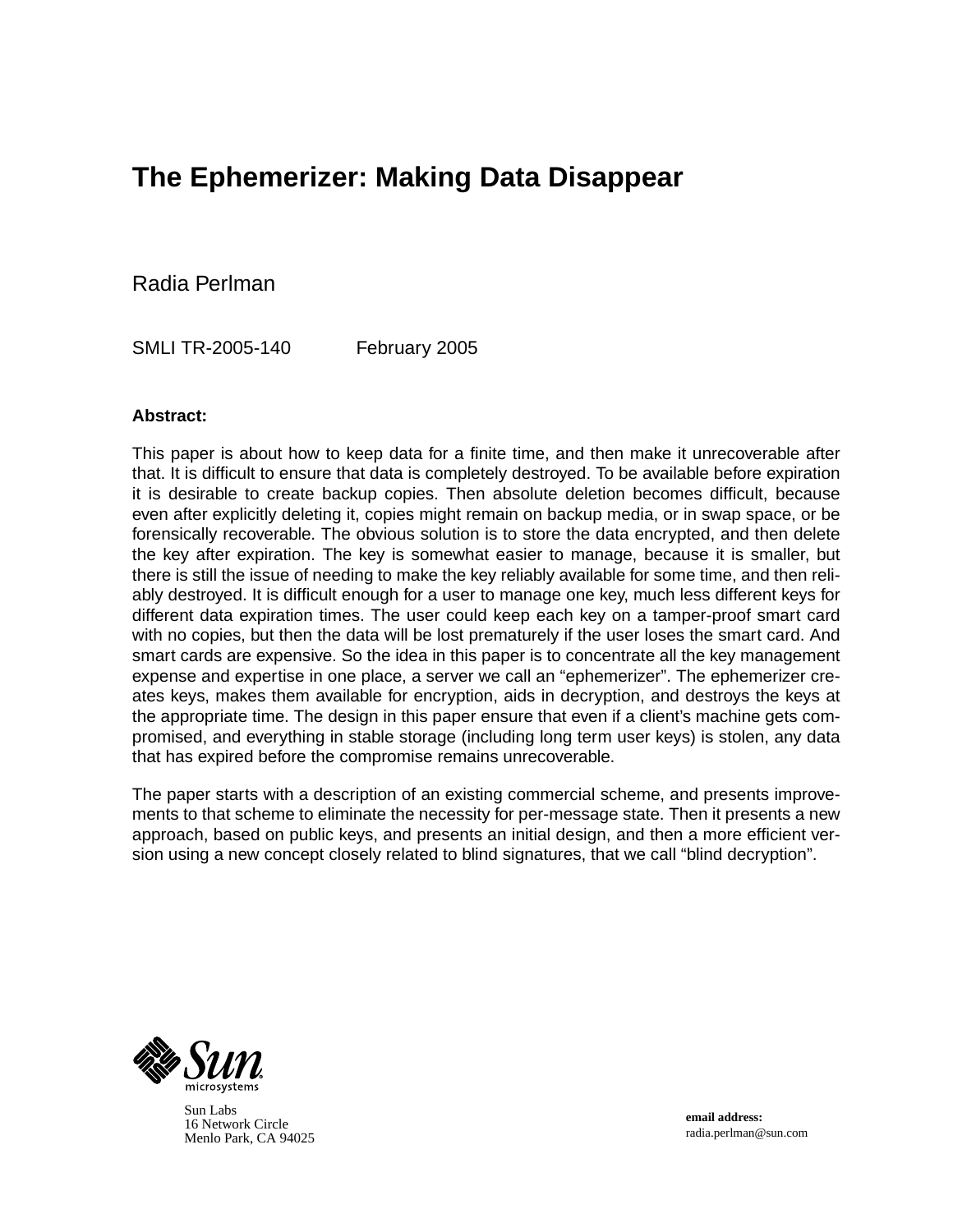# The Ephemerizer: Making Data Disappear

Radia Perlman

SMLI TR-2005-140 February 2005

**Abstract:**

This paper is about how to keep data for a finite time, and then make it unrecoverable after that. It is difficult to ensure that data is completely destroyed. To be available before expiration it is desirable to create backup copies. Then absolute deletion becomes difficult, because even after explicitly deleting it, copies might remain on backup media, or in swap space, or be forensically recoverable. The obvious solution is to store the data encrypted, and then delete the key after expiration. The key is somewhat easier to manage, because it is smaller, but there is still the issue of needing to make the key reliably available for some time, and then reliably destroyed. It is difficult enough for a user to manage one key, much less different keys for different data expiration times. The user could keep each key on a tamper-proof smart card with no copies, but then the data will be lost prematurely if the user loses the smart card. And smart cards are expensive. So the idea in this paper is to concentrate all the key management expense and expertise in one place, a server we call an "ephemerizer". The ephemerizer creates keys, makes them available for encryption, aids in decryption, and destroys the keys at the appropriate time. The design in this paper ensure that even if a client's machine gets compromised, and everything in stable storage (including long term user keys) is stolen, any data that has expired before the compromise remains unrecoverable.

The paper starts with a description of an existing commercial scheme, and presents improvements to that scheme to eliminate the necessity for per-message state. Then it presents a new approach, based on public keys, and presents an initial design, and then a more efficient version using a new concept closely related to blind signatures, that we call "blind decryption".

Sun Labs
16 Network Circle
Menlo Park, CA 94025

**email address:**
radia.perlman@sun.com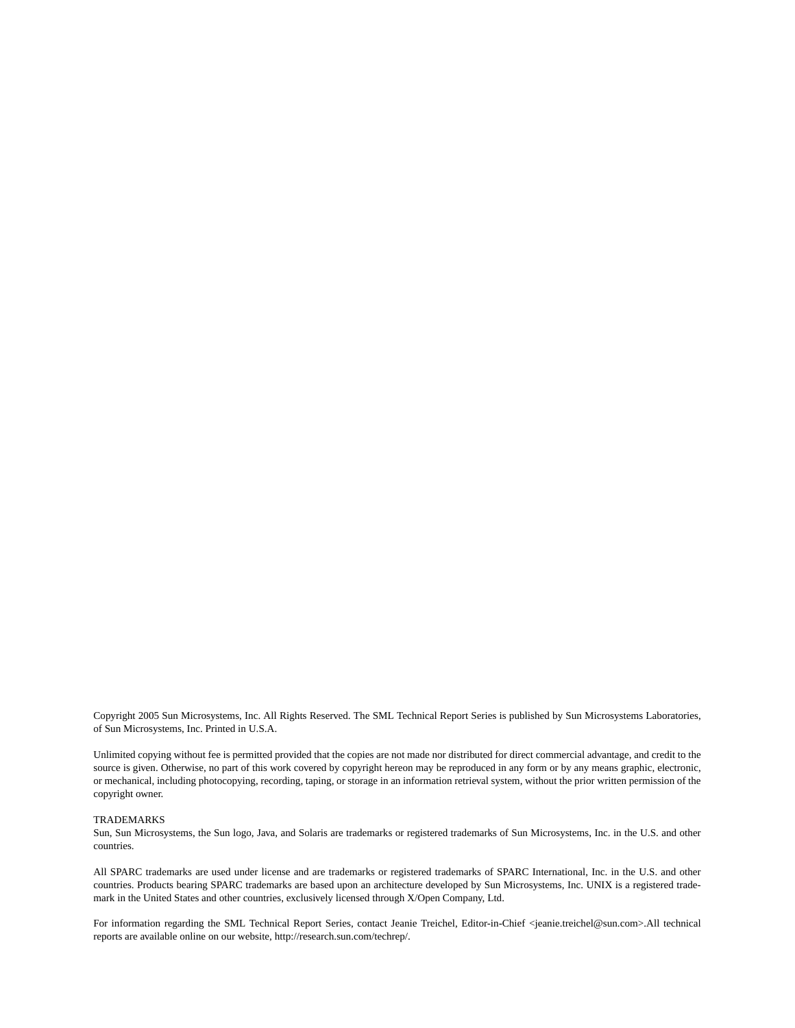Copyright 2005 Sun Microsystems, Inc. All Rights Reserved. The SML Technical Report Series is published by Sun Microsystems Laboratories, of Sun Microsystems, Inc. Printed in U.S.A.

Unlimited copying without fee is permitted provided that the copies are not made nor distributed for direct commercial advantage, and credit to the source is given. Otherwise, no part of this work covered by copyright hereon may be reproduced in any form or by any means graphic, electronic, or mechanical, including photocopying, recording, taping, or storage in an information retrieval system, without the prior written permission of the copyright owner.

TRADEMARKS
Sun, Sun Microsystems, the Sun logo, Java, and Solaris are trademarks or registered trademarks of Sun Microsystems, Inc. in the U.S. and other countries.

All SPARC trademarks are used under license and are trademarks or registered trademarks of SPARC International, Inc. in the U.S. and other countries. Products bearing SPARC trademarks are based upon an architecture developed by Sun Microsystems, Inc. UNIX is a registered trademark in the United States and other countries, exclusively licensed through X/Open Company, Ltd.

For information regarding the SML Technical Report Series, contact Jeanie Treichel, Editor-in-Chief <jeanie.treichel@sun.com>.All technical reports are available online on our website, http://research.sun.com/techrep/.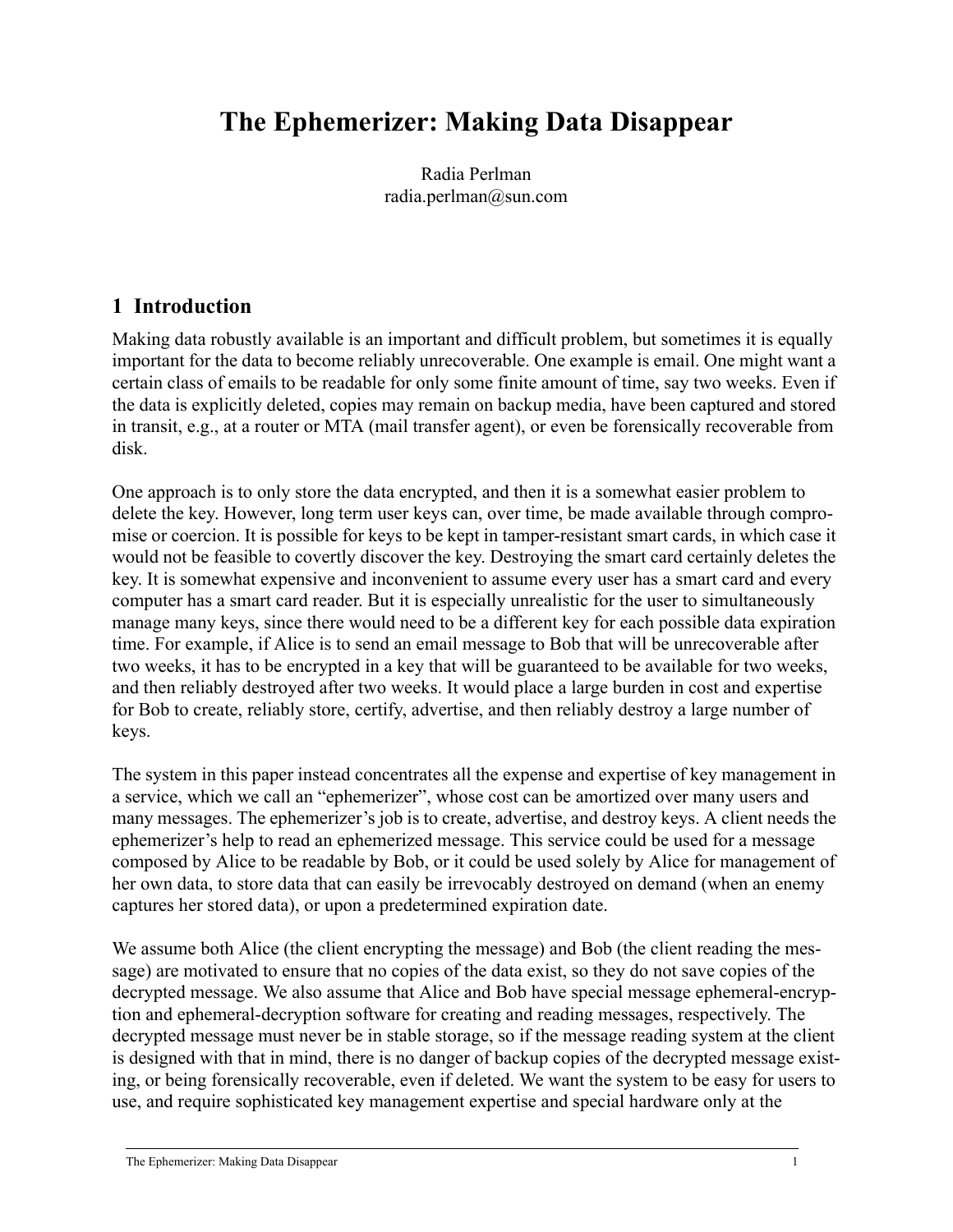# The Ephemerizer: Making Data Disappear

Radia Perlman
radia.perlman@sun.com

## 1 Introduction

Making data robustly available is an important and difficult problem, but sometimes it is equally important for the data to become reliably unrecoverable. One example is email. One might want a certain class of emails to be readable for only some finite amount of time, say two weeks. Even if the data is explicitly deleted, copies may remain on backup media, have been captured and stored in transit, e.g., at a router or MTA (mail transfer agent), or even be forensically recoverable from disk.

One approach is to only store the data encrypted, and then it is a somewhat easier problem to delete the key. However, long term user keys can, over time, be made available through compromise or coercion. It is possible for keys to be kept in tamper-resistant smart cards, in which case it would not be feasible to covertly discover the key. Destroying the smart card certainly deletes the key. It is somewhat expensive and inconvenient to assume every user has a smart card and every computer has a smart card reader. But it is especially unrealistic for the user to simultaneously manage many keys, since there would need to be a different key for each possible data expiration time. For example, if Alice is to send an email message to Bob that will be unrecoverable after two weeks, it has to be encrypted in a key that will be guaranteed to be available for two weeks, and then reliably destroyed after two weeks. It would place a large burden in cost and expertise for Bob to create, reliably store, certify, advertise, and then reliably destroy a large number of keys.

The system in this paper instead concentrates all the expense and expertise of key management in a service, which we call an "ephemerizer", whose cost can be amortized over many users and many messages. The ephemerizer's job is to create, advertise, and destroy keys. A client needs the ephemerizer's help to read an ephemerized message. This service could be used for a message composed by Alice to be readable by Bob, or it could be used solely by Alice for management of her own data, to store data that can easily be irrevocably destroyed on demand (when an enemy captures her stored data), or upon a predetermined expiration date.

We assume both Alice (the client encrypting the message) and Bob (the client reading the message) are motivated to ensure that no copies of the data exist, so they do not save copies of the decrypted message. We also assume that Alice and Bob have special message ephemeral-encryption and ephemeral-decryption software for creating and reading messages, respectively. The decrypted message must never be in stable storage, so if the message reading system at the client is designed with that in mind, there is no danger of backup copies of the decrypted message existing, or being forensically recoverable, even if deleted. We want the system to be easy for users to use, and require sophisticated key management expertise and special hardware only at the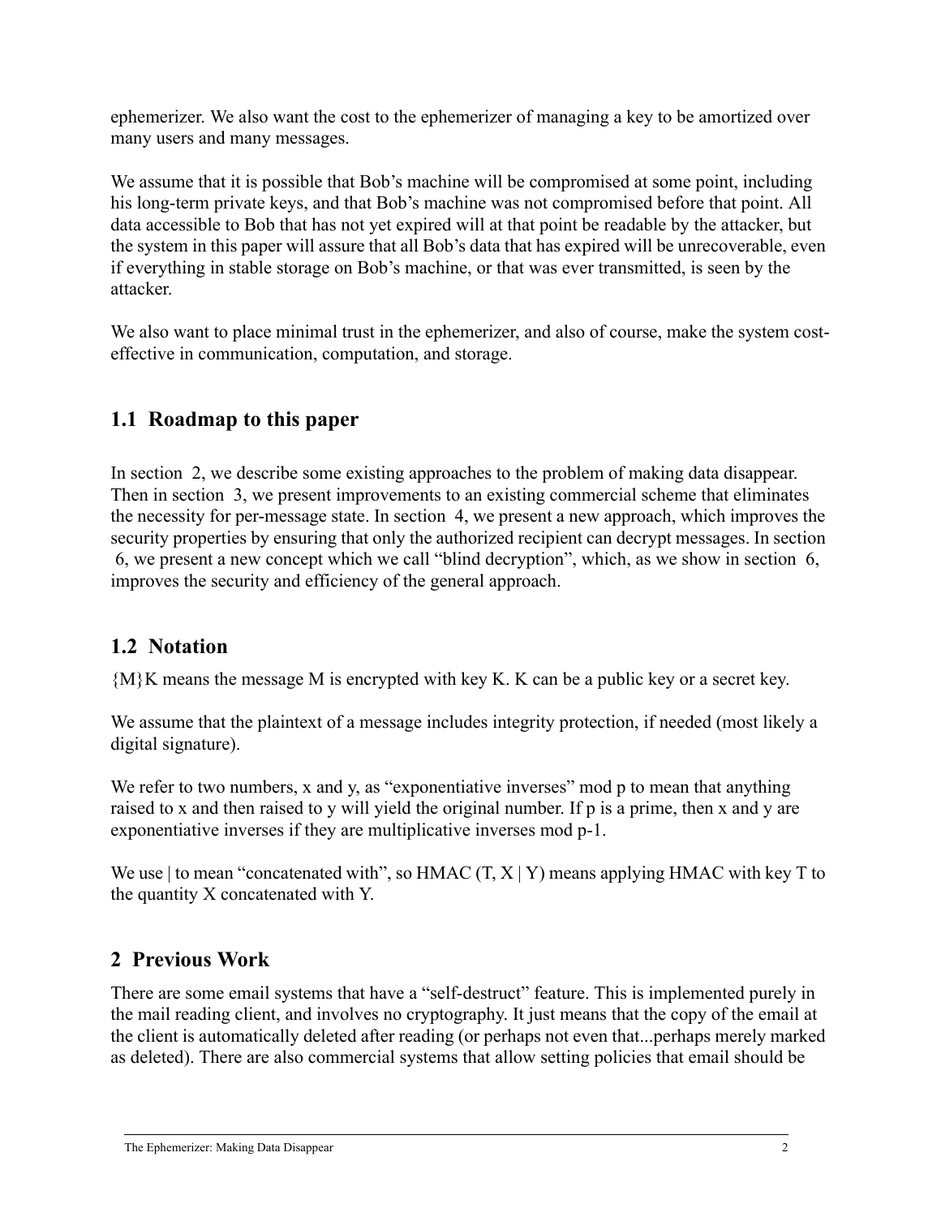ephemerizer. We also want the cost to the ephemerizer of managing a key to be amortized over many users and many messages.

We assume that it is possible that Bob's machine will be compromised at some point, including his long-term private keys, and that Bob's machine was not compromised before that point. All data accessible to Bob that has not yet expired will at that point be readable by the attacker, but the system in this paper will assure that all Bob's data that has expired will be unrecoverable, even if everything in stable storage on Bob's machine, or that was ever transmitted, is seen by the attacker.

We also want to place minimal trust in the ephemerizer, and also of course, make the system cost-effective in communication, computation, and storage.

## 1.1 Roadmap to this paper

In section 2, we describe some existing approaches to the problem of making data disappear. Then in section 3, we present improvements to an existing commercial scheme that eliminates the necessity for per-message state. In section 4, we present a new approach, which improves the security properties by ensuring that only the authorized recipient can decrypt messages. In section 6, we present a new concept which we call "blind decryption", which, as we show in section 6, improves the security and efficiency of the general approach.

## 1.2 Notation

{M}K means the message M is encrypted with key K. K can be a public key or a secret key.

We assume that the plaintext of a message includes integrity protection, if needed (most likely a digital signature).

We refer to two numbers, x and y, as "exponentiative inverses" mod p to mean that anything raised to x and then raised to y will yield the original number. If p is a prime, then x and y are exponentiative inverses if they are multiplicative inverses mod p-1.

We use | to mean "concatenated with", so HMAC (T, X | Y) means applying HMAC with key T to the quantity X concatenated with Y.

# 2 Previous Work

There are some email systems that have a "self-destruct" feature. This is implemented purely in the mail reading client, and involves no cryptography. It just means that the copy of the email at the client is automatically deleted after reading (or perhaps not even that...perhaps merely marked as deleted). There are also commercial systems that allow setting policies that email should be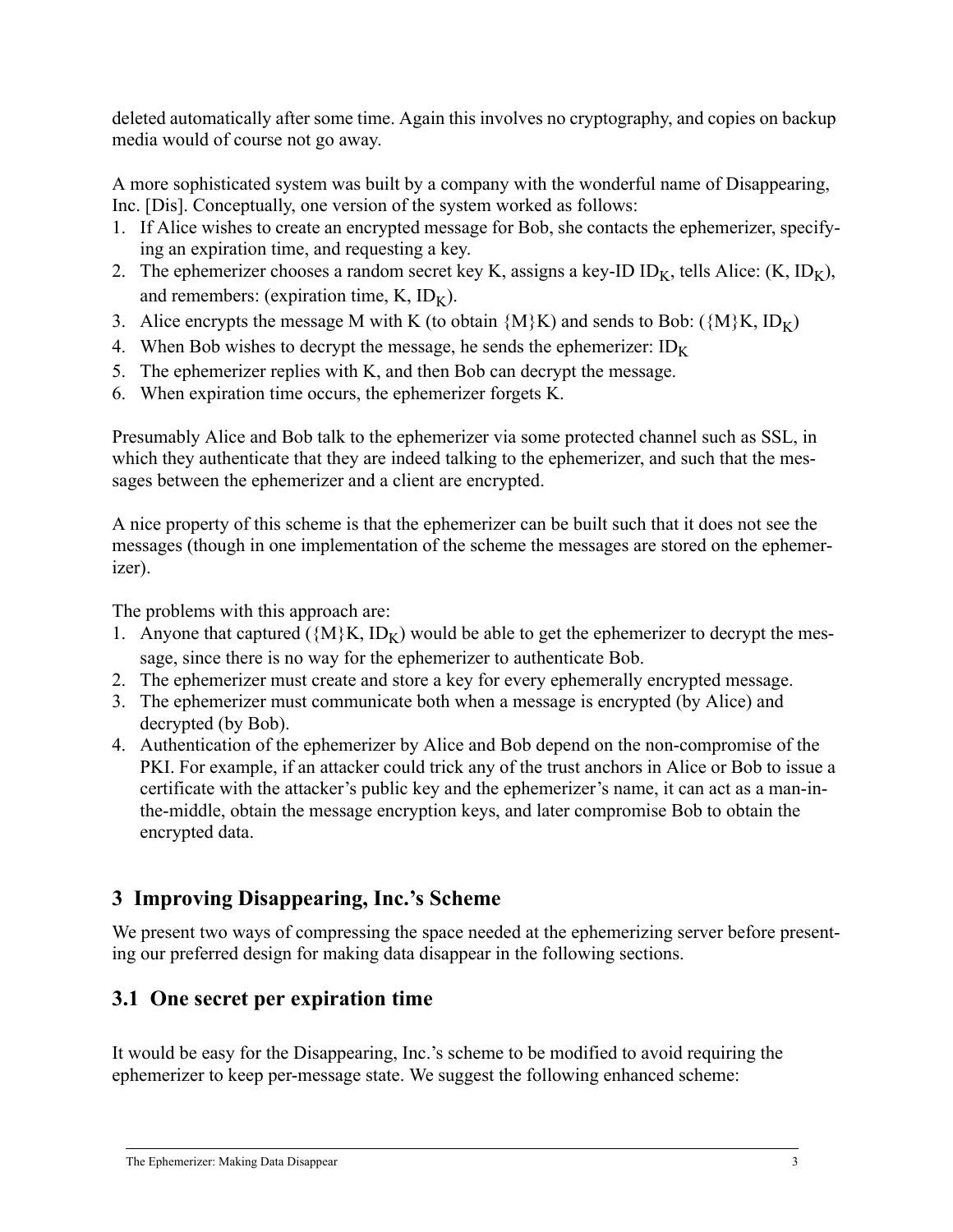deleted automatically after some time. Again this involves no cryptography, and copies on backup media would of course not go away.

A more sophisticated system was built by a company with the wonderful name of Disappearing, Inc. [Dis]. Conceptually, one version of the system worked as follows:

1. If Alice wishes to create an encrypted message for Bob, she contacts the ephemerizer, specifying an expiration time, and requesting a key.
2. The ephemerizer chooses a random secret key K, assigns a key-ID $ID_K$, tells Alice: (K, $ID_K$), and remembers: (expiration time, K, $ID_K$).
3. Alice encrypts the message M with K (to obtain {M}K) and sends to Bob: ({M}K, $ID_K$)
4. When Bob wishes to decrypt the message, he sends the ephemerizer: $ID_K$
5. The ephemerizer replies with K, and then Bob can decrypt the message.
6. When expiration time occurs, the ephemerizer forgets K.

Presumably Alice and Bob talk to the ephemerizer via some protected channel such as SSL, in which they authenticate that they are indeed talking to the ephemerizer, and such that the messages between the ephemerizer and a client are encrypted.

A nice property of this scheme is that the ephemerizer can be built such that it does not see the messages (though in one implementation of the scheme the messages are stored on the ephemerizer).

The problems with this approach are:

1. Anyone that captured ({M}K, $ID_K$) would be able to get the ephemerizer to decrypt the message, since there is no way for the ephemerizer to authenticate Bob.
2. The ephemerizer must create and store a key for every ephemerally encrypted message.
3. The ephemerizer must communicate both when a message is encrypted (by Alice) and decrypted (by Bob).
4. Authentication of the ephemerizer by Alice and Bob depend on the non-compromise of the PKI. For example, if an attacker could trick any of the trust anchors in Alice or Bob to issue a certificate with the attacker's public key and the ephemerizer's name, it can act as a man-in-the-middle, obtain the message encryption keys, and later compromise Bob to obtain the encrypted data.

## 3 Improving Disappearing, Inc.'s Scheme

We present two ways of compressing the space needed at the ephemerizing server before presenting our preferred design for making data disappear in the following sections.

### 3.1 One secret per expiration time

It would be easy for the Disappearing, Inc.'s scheme to be modified to avoid requiring the ephemerizer to keep per-message state. We suggest the following enhanced scheme: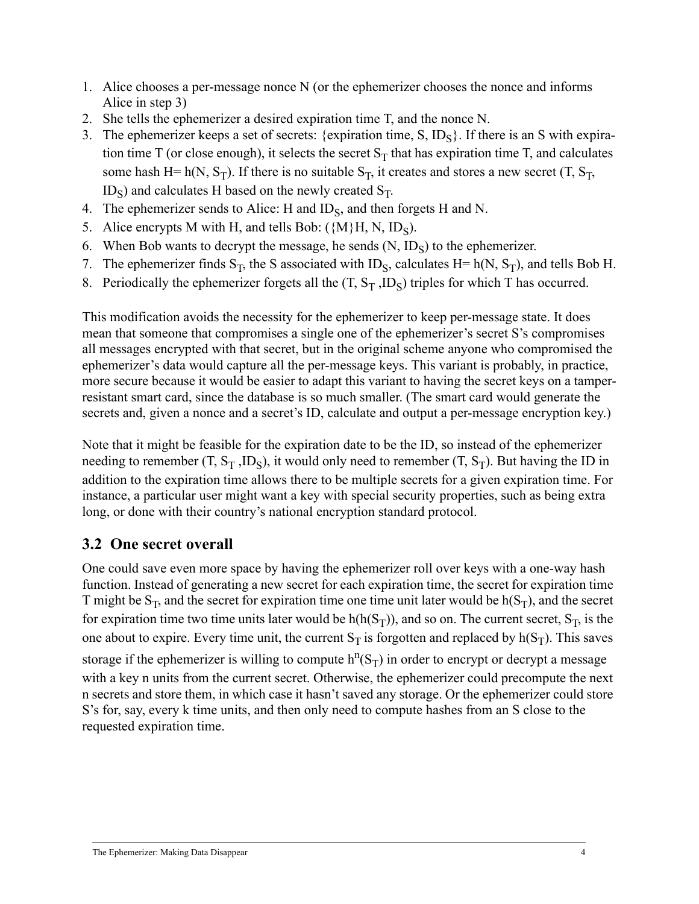1. Alice chooses a per-message nonce N (or the ephemerizer chooses the nonce and informs Alice in step 3)
2. She tells the ephemerizer a desired expiration time T, and the nonce N.
3. The ephemerizer keeps a set of secrets: {expiration time, S, $ID_S$}. If there is an S with expiration time T (or close enough), it selects the secret $S_T$ that has expiration time T, and calculates some hash H= h(N, $S_T$). If there is no suitable $S_T$, it creates and stores a new secret (T, $S_T$, $ID_S$) and calculates H based on the newly created $S_T$.
4. The ephemerizer sends to Alice: H and $ID_S$, and then forgets H and N.
5. Alice encrypts M with H, and tells Bob: ({M}H, N, $ID_S$).
6. When Bob wants to decrypt the message, he sends (N, $ID_S$) to the ephemerizer.
7. The ephemerizer finds $S_T$, the S associated with $ID_S$, calculates H= h(N, $S_T$), and tells Bob H.
8. Periodically the ephemerizer forgets all the (T, $S_T$ ,$ID_S$) triples for which T has occurred.

This modification avoids the necessity for the ephemerizer to keep per-message state. It does mean that someone that compromises a single one of the ephemerizer's secret S's compromises all messages encrypted with that secret, but in the original scheme anyone who compromised the ephemerizer's data would capture all the per-message keys. This variant is probably, in practice, more secure because it would be easier to adapt this variant to having the secret keys on a tamper-resistant smart card, since the database is so much smaller. (The smart card would generate the secrets and, given a nonce and a secret's ID, calculate and output a per-message encryption key.)

Note that it might be feasible for the expiration date to be the ID, so instead of the ephemerizer needing to remember (T, $S_T$ ,$ID_S$), it would only need to remember (T, $S_T$). But having the ID in addition to the expiration time allows there to be multiple secrets for a given expiration time. For instance, a particular user might want a key with special security properties, such as being extra long, or done with their country's national encryption standard protocol.

## 3.2 One secret overall

One could save even more space by having the ephemerizer roll over keys with a one-way hash function. Instead of generating a new secret for each expiration time, the secret for expiration time T might be $S_T$, and the secret for expiration time one time unit later would be h($S_T$), and the secret for expiration time two time units later would be h(h($S_T$)), and so on. The current secret, $S_T$, is the one about to expire. Every time unit, the current $S_T$ is forgotten and replaced by h($S_T$). This saves storage if the ephemerizer is willing to compute $h^n(S_T)$ in order to encrypt or decrypt a message with a key n units from the current secret. Otherwise, the ephemerizer could precompute the next n secrets and store them, in which case it hasn't saved any storage. Or the ephemerizer could store S's for, say, every k time units, and then only need to compute hashes from an S close to the requested expiration time.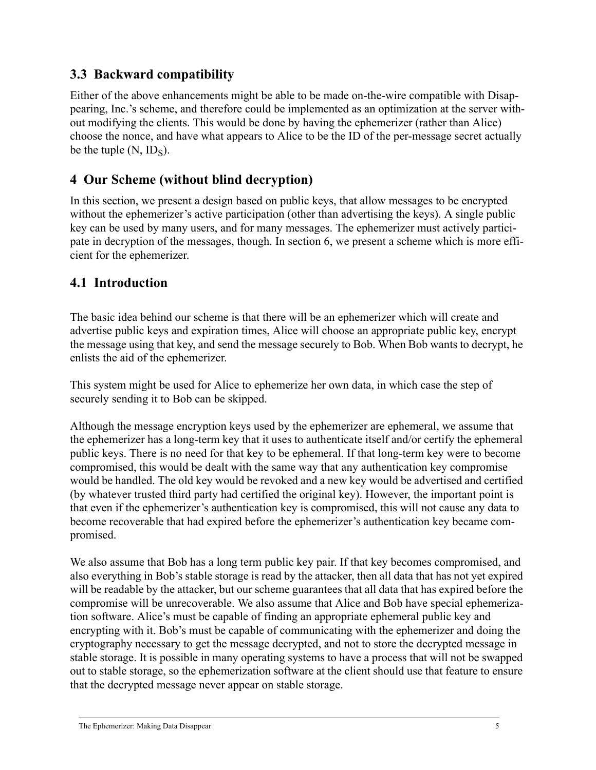## 3.3 Backward compatibility

Either of the above enhancements might be able to be made on-the-wire compatible with Disappearing, Inc.'s scheme, and therefore could be implemented as an optimization at the server without modifying the clients. This would be done by having the ephemerizer (rather than Alice) choose the nonce, and have what appears to Alice to be the ID of the per-message secret actually be the tuple (N, $ID_S$).

# 4 Our Scheme (without blind decryption)

In this section, we present a design based on public keys, that allow messages to be encrypted without the ephemerizer's active participation (other than advertising the keys). A single public key can be used by many users, and for many messages. The ephemerizer must actively participate in decryption of the messages, though. In section 6, we present a scheme which is more efficient for the ephemerizer.

## 4.1 Introduction

The basic idea behind our scheme is that there will be an ephemerizer which will create and advertise public keys and expiration times, Alice will choose an appropriate public key, encrypt the message using that key, and send the message securely to Bob. When Bob wants to decrypt, he enlists the aid of the ephemerizer.

This system might be used for Alice to ephemerize her own data, in which case the step of securely sending it to Bob can be skipped.

Although the message encryption keys used by the ephemerizer are ephemeral, we assume that the ephemerizer has a long-term key that it uses to authenticate itself and/or certify the ephemeral public keys. There is no need for that key to be ephemeral. If that long-term key were to become compromised, this would be dealt with the same way that any authentication key compromise would be handled. The old key would be revoked and a new key would be advertised and certified (by whatever trusted third party had certified the original key). However, the important point is that even if the ephemerizer's authentication key is compromised, this will not cause any data to become recoverable that had expired before the ephemerizer's authentication key became compromised.

We also assume that Bob has a long term public key pair. If that key becomes compromised, and also everything in Bob's stable storage is read by the attacker, then all data that has not yet expired will be readable by the attacker, but our scheme guarantees that all data that has expired before the compromise will be unrecoverable. We also assume that Alice and Bob have special ephemerization software. Alice's must be capable of finding an appropriate ephemeral public key and encrypting with it. Bob's must be capable of communicating with the ephemerizer and doing the cryptography necessary to get the message decrypted, and not to store the decrypted message in stable storage. It is possible in many operating systems to have a process that will not be swapped out to stable storage, so the ephemerization software at the client should use that feature to ensure that the decrypted message never appear on stable storage.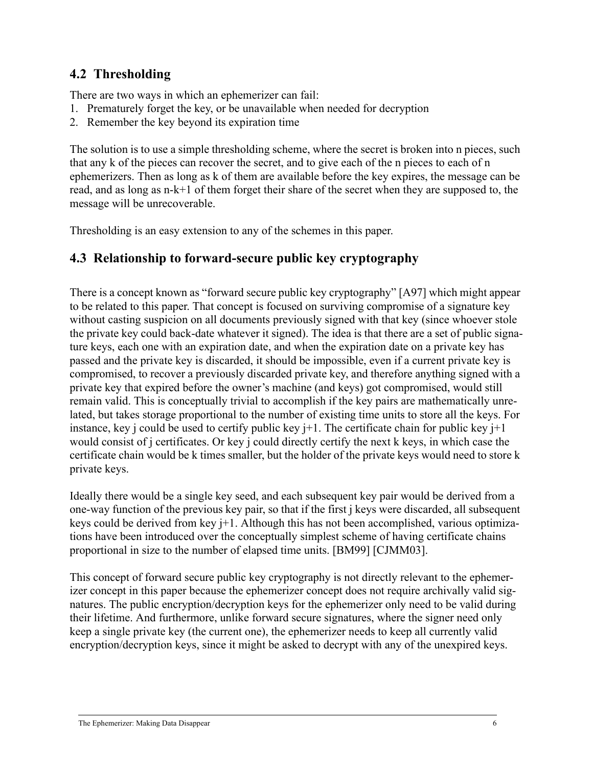## 4.2 Thresholding

There are two ways in which an ephemerizer can fail:

1. Prematurely forget the key, or be unavailable when needed for decryption
2. Remember the key beyond its expiration time

The solution is to use a simple thresholding scheme, where the secret is broken into n pieces, such that any k of the pieces can recover the secret, and to give each of the n pieces to each of n ephemerizers. Then as long as k of them are available before the key expires, the message can be read, and as long as n-k+1 of them forget their share of the secret when they are supposed to, the message will be unrecoverable.

Thresholding is an easy extension to any of the schemes in this paper.

## 4.3 Relationship to forward-secure public key cryptography

There is a concept known as "forward secure public key cryptography" [A97] which might appear to be related to this paper. That concept is focused on surviving compromise of a signature key without casting suspicion on all documents previously signed with that key (since whoever stole the private key could back-date whatever it signed). The idea is that there are a set of public signature keys, each one with an expiration date, and when the expiration date on a private key has passed and the private key is discarded, it should be impossible, even if a current private key is compromised, to recover a previously discarded private key, and therefore anything signed with a private key that expired before the owner's machine (and keys) got compromised, would still remain valid. This is conceptually trivial to accomplish if the key pairs are mathematically unrelated, but takes storage proportional to the number of existing time units to store all the keys. For instance, key j could be used to certify public key j+1. The certificate chain for public key j+1 would consist of j certificates. Or key j could directly certify the next k keys, in which case the certificate chain would be k times smaller, but the holder of the private keys would need to store k private keys.

Ideally there would be a single key seed, and each subsequent key pair would be derived from a one-way function of the previous key pair, so that if the first j keys were discarded, all subsequent keys could be derived from key j+1. Although this has not been accomplished, various optimizations have been introduced over the conceptually simplest scheme of having certificate chains proportional in size to the number of elapsed time units. [BM99] [CJMM03].

This concept of forward secure public key cryptography is not directly relevant to the ephemerizer concept in this paper because the ephemerizer concept does not require archivally valid signatures. The public encryption/decryption keys for the ephemerizer only need to be valid during their lifetime. And furthermore, unlike forward secure signatures, where the signer need only keep a single private key (the current one), the ephemerizer needs to keep all currently valid encryption/decryption keys, since it might be asked to decrypt with any of the unexpired keys.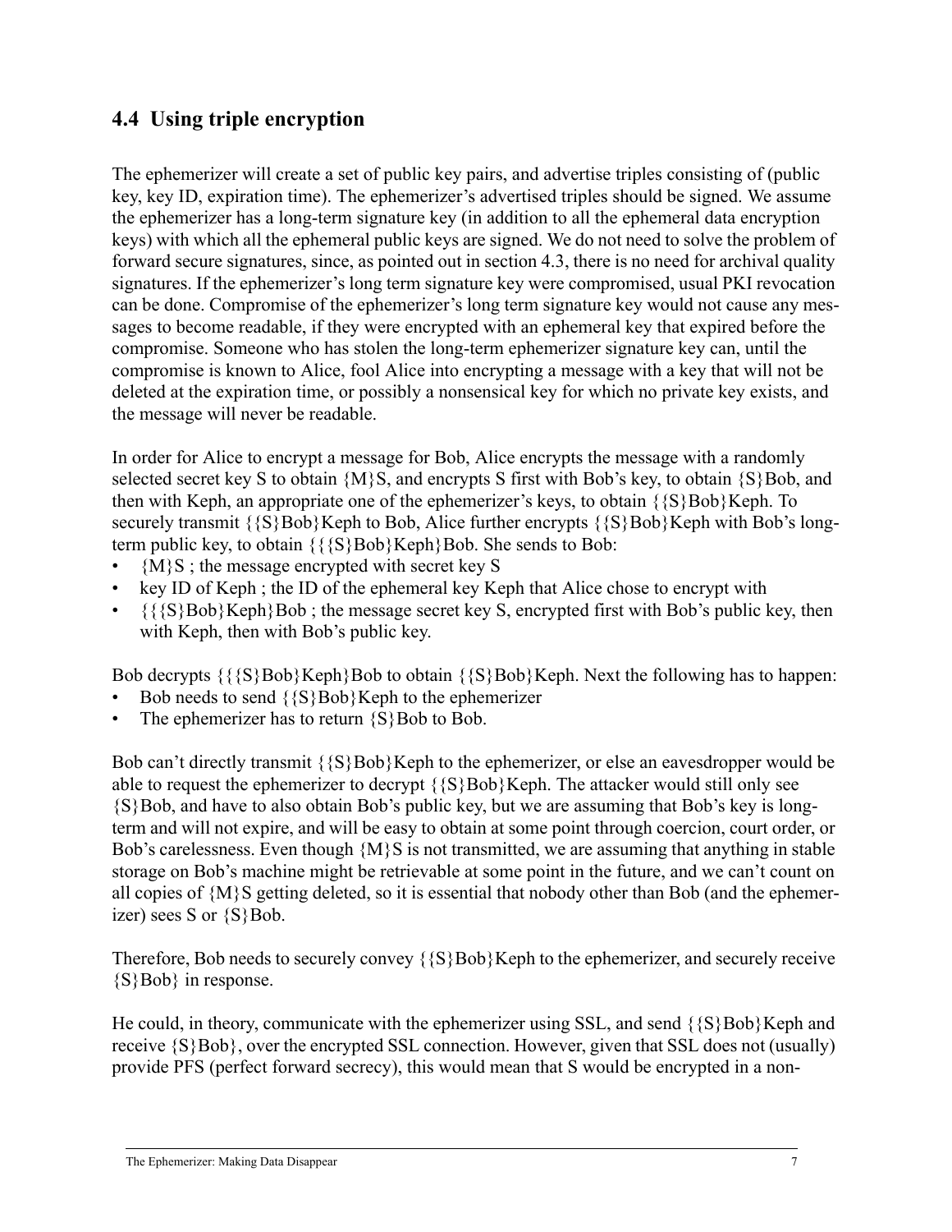## 4.4 Using triple encryption

The ephemerizer will create a set of public key pairs, and advertise triples consisting of (public key, key ID, expiration time). The ephemerizer's advertised triples should be signed. We assume the ephemerizer has a long-term signature key (in addition to all the ephemeral data encryption keys) with which all the ephemeral public keys are signed. We do not need to solve the problem of forward secure signatures, since, as pointed out in section 4.3, there is no need for archival quality signatures. If the ephemerizer's long term signature key were compromised, usual PKI revocation can be done. Compromise of the ephemerizer's long term signature key would not cause any messages to become readable, if they were encrypted with an ephemeral key that expired before the compromise. Someone who has stolen the long-term ephemerizer signature key can, until the compromise is known to Alice, fool Alice into encrypting a message with a key that will not be deleted at the expiration time, or possibly a nonsensical key for which no private key exists, and the message will never be readable.

In order for Alice to encrypt a message for Bob, Alice encrypts the message with a randomly selected secret key S to obtain {M}S, and encrypts S first with Bob's key, to obtain {S}Bob, and then with Keph, an appropriate one of the ephemerizer's keys, to obtain {{S}Bob}Keph. To securely transmit {{S}Bob}Keph to Bob, Alice further encrypts {{S}Bob}Keph with Bob's long-term public key, to obtain {{{S}Bob}Keph}Bob. She sends to Bob:

- {M}S ; the message encrypted with secret key S
- key ID of Keph ; the ID of the ephemeral key Keph that Alice chose to encrypt with
- {{{S}Bob}Keph}Bob ; the message secret key S, encrypted first with Bob's public key, then with Keph, then with Bob's public key.

Bob decrypts {{{S}Bob}Keph}Bob to obtain {{S}Bob}Keph. Next the following has to happen:

- Bob needs to send {{S}Bob}Keph to the ephemerizer
- The ephemerizer has to return {S}Bob to Bob.

Bob can't directly transmit {{S}Bob}Keph to the ephemerizer, or else an eavesdropper would be able to request the ephemerizer to decrypt {{S}Bob}Keph. The attacker would still only see {S}Bob, and have to also obtain Bob's public key, but we are assuming that Bob's key is long-term and will not expire, and will be easy to obtain at some point through coercion, court order, or Bob's carelessness. Even though {M}S is not transmitted, we are assuming that anything in stable storage on Bob's machine might be retrievable at some point in the future, and we can't count on all copies of {M}S getting deleted, so it is essential that nobody other than Bob (and the ephemerizer) sees S or {S}Bob.

Therefore, Bob needs to securely convey {{S}Bob}Keph to the ephemerizer, and securely receive {S}Bob} in response.

He could, in theory, communicate with the ephemerizer using SSL, and send {{S}Bob}Keph and receive {S}Bob}, over the encrypted SSL connection. However, given that SSL does not (usually) provide PFS (perfect forward secrecy), this would mean that S would be encrypted in a non-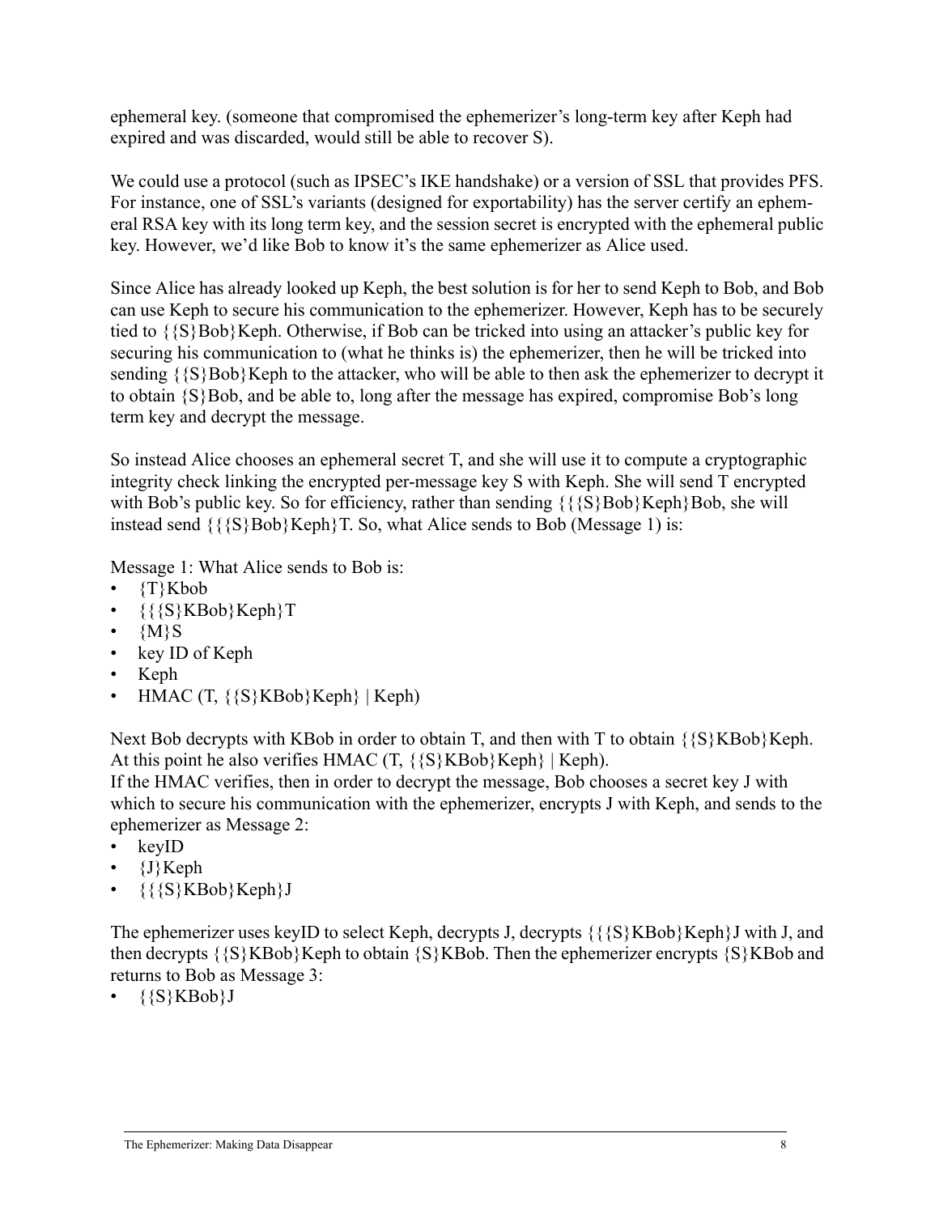ephemeral key. (someone that compromised the ephemerizer's long-term key after Keph had expired and was discarded, would still be able to recover S).

We could use a protocol (such as IPSEC's IKE handshake) or a version of SSL that provides PFS. For instance, one of SSL's variants (designed for exportability) has the server certify an ephemeral RSA key with its long term key, and the session secret is encrypted with the ephemeral public key. However, we'd like Bob to know it's the same ephemerizer as Alice used.

Since Alice has already looked up Keph, the best solution is for her to send Keph to Bob, and Bob can use Keph to secure his communication to the ephemerizer. However, Keph has to be securely tied to {{S}Bob}Keph. Otherwise, if Bob can be tricked into using an attacker's public key for securing his communication to (what he thinks is) the ephemerizer, then he will be tricked into sending {{S}Bob}Keph to the attacker, who will be able to then ask the ephemerizer to decrypt it to obtain {S}Bob, and be able to, long after the message has expired, compromise Bob's long term key and decrypt the message.

So instead Alice chooses an ephemeral secret T, and she will use it to compute a cryptographic integrity check linking the encrypted per-message key S with Keph. She will send T encrypted with Bob's public key. So for efficiency, rather than sending {{{S}Bob}Keph}Bob, she will instead send {{{S}Bob}Keph}T. So, what Alice sends to Bob (Message 1) is:

Message 1: What Alice sends to Bob is:

- {T}Kbob
- {{{S}KBob}Keph}T
- {M}S
- key ID of Keph
- Keph
- HMAC (T, {{S}KBob}Keph} | Keph)

Next Bob decrypts with KBob in order to obtain T, and then with T to obtain {{S}KBob}Keph. At this point he also verifies HMAC (T, {{S}KBob}Keph} | Keph).
If the HMAC verifies, then in order to decrypt the message, Bob chooses a secret key J with which to secure his communication with the ephemerizer, encrypts J with Keph, and sends to the ephemerizer as Message 2:

- keyID
- {J}Keph
- {{{S}KBob}Keph}J

The ephemerizer uses keyID to select Keph, decrypts J, decrypts {{{S}KBob}Keph}J with J, and then decrypts {{S}KBob}Keph to obtain {S}KBob. Then the ephemerizer encrypts {S}KBob and returns to Bob as Message 3:

- {{S}KBob}J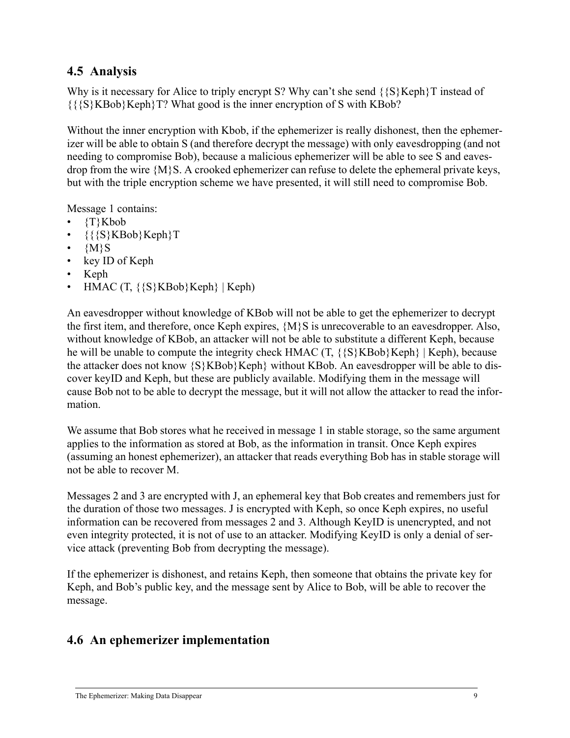## 4.5 Analysis

Why is it necessary for Alice to triply encrypt S? Why can't she send {{S}Keph}T instead of {{{S}KBob}Keph}T? What good is the inner encryption of S with KBob?

Without the inner encryption with Kbob, if the ephemerizer is really dishonest, then the ephemerizer will be able to obtain S (and therefore decrypt the message) with only eavesdropping (and not needing to compromise Bob), because a malicious ephemerizer will be able to see S and eavesdrop from the wire {M}S. A crooked ephemerizer can refuse to delete the ephemeral private keys, but with the triple encryption scheme we have presented, it will still need to compromise Bob.

Message 1 contains:

- {T}Kbob
- {{{S}KBob}Keph}T
- {M}S
- key ID of Keph
- Keph
- HMAC (T, {{S}KBob}Keph} | Keph)

An eavesdropper without knowledge of KBob will not be able to get the ephemerizer to decrypt the first item, and therefore, once Keph expires, {M}S is unrecoverable to an eavesdropper. Also, without knowledge of KBob, an attacker will not be able to substitute a different Keph, because he will be unable to compute the integrity check HMAC (T, {{S}KBob}Keph} | Keph), because the attacker does not know {S}KBob}Keph} without KBob. An eavesdropper will be able to discover keyID and Keph, but these are publicly available. Modifying them in the message will cause Bob not to be able to decrypt the message, but it will not allow the attacker to read the information.

We assume that Bob stores what he received in message 1 in stable storage, so the same argument applies to the information as stored at Bob, as the information in transit. Once Keph expires (assuming an honest ephemerizer), an attacker that reads everything Bob has in stable storage will not be able to recover M.

Messages 2 and 3 are encrypted with J, an ephemeral key that Bob creates and remembers just for the duration of those two messages. J is encrypted with Keph, so once Keph expires, no useful information can be recovered from messages 2 and 3. Although KeyID is unencrypted, and not even integrity protected, it is not of use to an attacker. Modifying KeyID is only a denial of service attack (preventing Bob from decrypting the message).

If the ephemerizer is dishonest, and retains Keph, then someone that obtains the private key for Keph, and Bob's public key, and the message sent by Alice to Bob, will be able to recover the message.

## 4.6 An ephemerizer implementation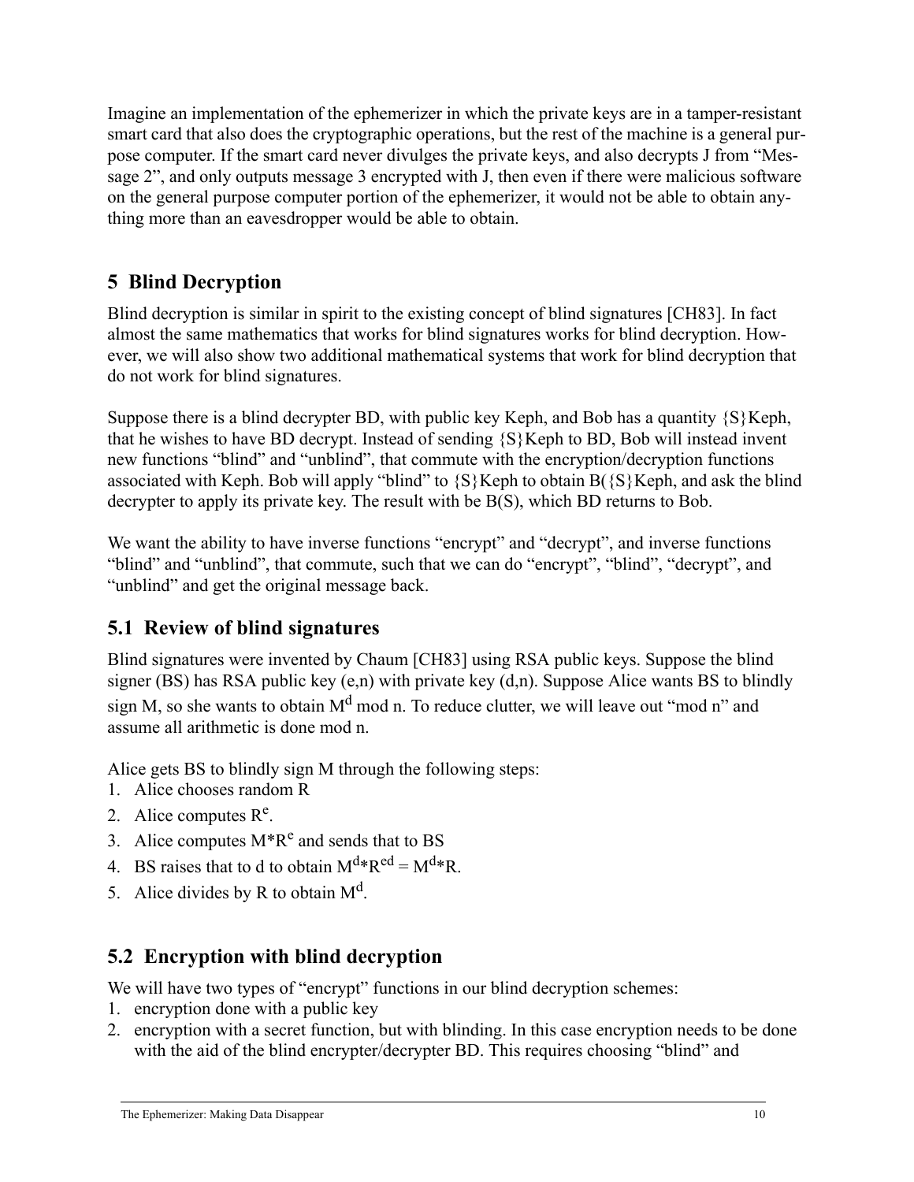Imagine an implementation of the ephemerizer in which the private keys are in a tamper-resistant smart card that also does the cryptographic operations, but the rest of the machine is a general purpose computer. If the smart card never divulges the private keys, and also decrypts J from "Message 2", and only outputs message 3 encrypted with J, then even if there were malicious software on the general purpose computer portion of the ephemerizer, it would not be able to obtain anything more than an eavesdropper would be able to obtain.

## 5 Blind Decryption

Blind decryption is similar in spirit to the existing concept of blind signatures [CH83]. In fact almost the same mathematics that works for blind signatures works for blind decryption. However, we will also show two additional mathematical systems that work for blind decryption that do not work for blind signatures.

Suppose there is a blind decrypter BD, with public key Keph, and Bob has a quantity {S}Keph, that he wishes to have BD decrypt. Instead of sending {S}Keph to BD, Bob will instead invent new functions "blind" and "unblind", that commute with the encryption/decryption functions associated with Keph. Bob will apply "blind" to {S}Keph to obtain B({S}Keph, and ask the blind decrypter to apply its private key. The result with be B(S), which BD returns to Bob.

We want the ability to have inverse functions "encrypt" and "decrypt", and inverse functions "blind" and "unblind", that commute, such that we can do "encrypt", "blind", "decrypt", and "unblind" and get the original message back.

### 5.1 Review of blind signatures

Blind signatures were invented by Chaum [CH83] using RSA public keys. Suppose the blind signer (BS) has RSA public key (e,n) with private key (d,n). Suppose Alice wants BS to blindly sign M, so she wants to obtain $M^d$ mod n. To reduce clutter, we will leave out "mod n" and assume all arithmetic is done mod n.

Alice gets BS to blindly sign M through the following steps:

1. Alice chooses random R
2. Alice computes $R^e$.
3. Alice computes $M*R^e$ and sends that to BS
4. BS raises that to d to obtain $M^d*R^{ed} = M^d*R$.
5. Alice divides by R to obtain $M^d$.

### 5.2 Encryption with blind decryption

We will have two types of "encrypt" functions in our blind decryption schemes:

1. encryption done with a public key
2. encryption with a secret function, but with blinding. In this case encryption needs to be done with the aid of the blind encrypter/decrypter BD. This requires choosing "blind" and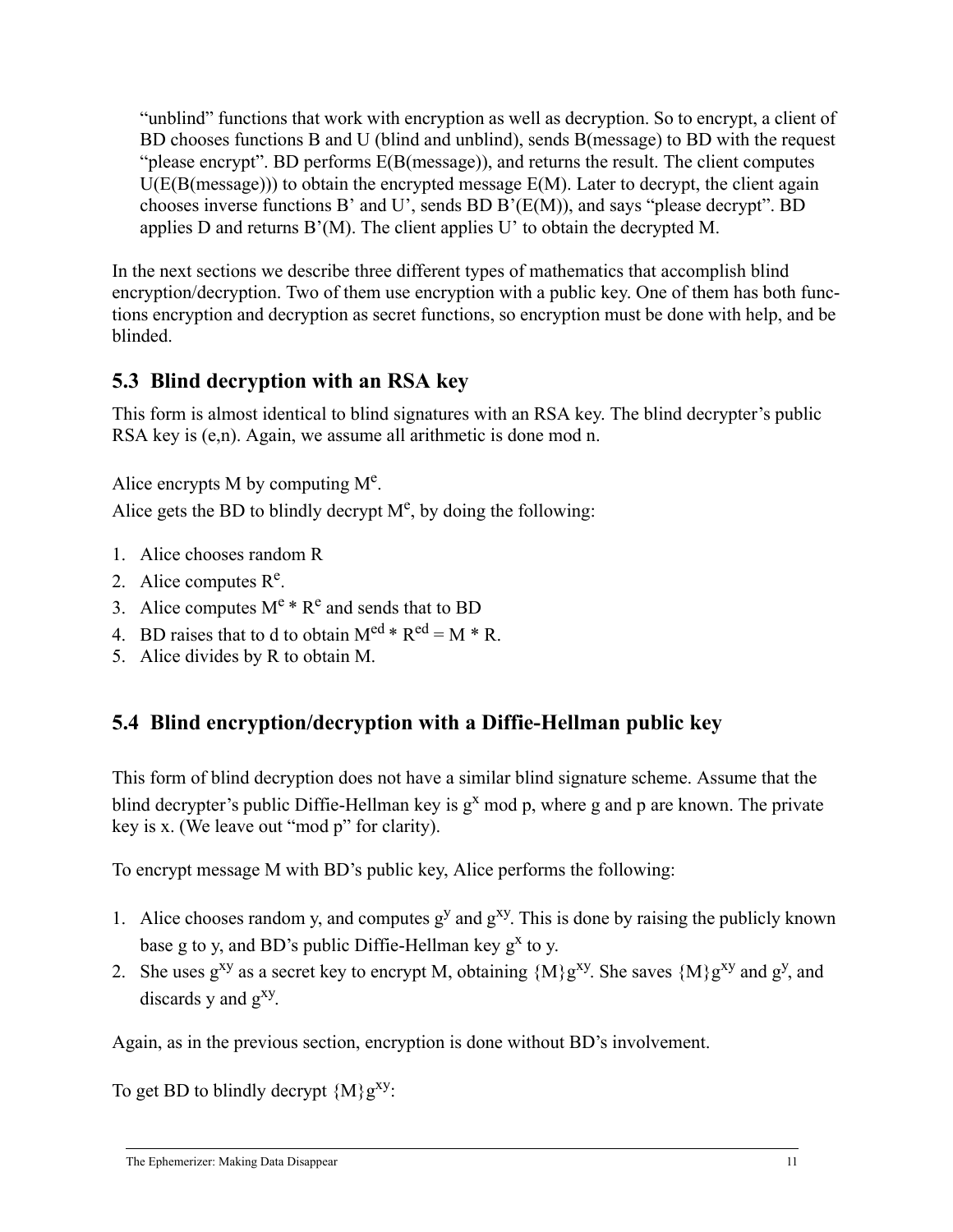"unblind" functions that work with encryption as well as decryption. So to encrypt, a client of BD chooses functions B and U (blind and unblind), sends B(message) to BD with the request "please encrypt". BD performs E(B(message)), and returns the result. The client computes U(E(B(message))) to obtain the encrypted message E(M). Later to decrypt, the client again chooses inverse functions B' and U', sends BD B'(E(M)), and says "please decrypt". BD applies D and returns B'(M). The client applies U' to obtain the decrypted M.

In the next sections we describe three different types of mathematics that accomplish blind encryption/decryption. Two of them use encryption with a public key. One of them has both functions encryption and decryption as secret functions, so encryption must be done with help, and be blinded.

## 5.3 Blind decryption with an RSA key

This form is almost identical to blind signatures with an RSA key. The blind decrypter's public RSA key is (e,n). Again, we assume all arithmetic is done mod n.

Alice encrypts M by computing $M^e$.

Alice gets the BD to blindly decrypt $M^e$, by doing the following:

1. Alice chooses random R
2. Alice computes $R^e$.
3. Alice computes $M^e * R^e$ and sends that to BD
4. BD raises that to d to obtain $M^{ed} * R^{ed} = M * R$.
5. Alice divides by R to obtain M.

## 5.4 Blind encryption/decryption with a Diffie-Hellman public key

This form of blind decryption does not have a similar blind signature scheme. Assume that the blind decrypter's public Diffie-Hellman key is $g^x$ mod p, where g and p are known. The private key is x. (We leave out "mod p" for clarity).

To encrypt message M with BD's public key, Alice performs the following:

1. Alice chooses random y, and computes $g^y$ and $g^{xy}$. This is done by raising the publicly known base g to y, and BD's public Diffie-Hellman key $g^x$ to y.
2. She uses $g^{xy}$ as a secret key to encrypt M, obtaining $\{M\}g^{xy}$. She saves $\{M\}g^{xy}$ and $g^y$, and discards y and $g^{xy}$.

Again, as in the previous section, encryption is done without BD's involvement.

To get BD to blindly decrypt $\{M\}g^{xy}$: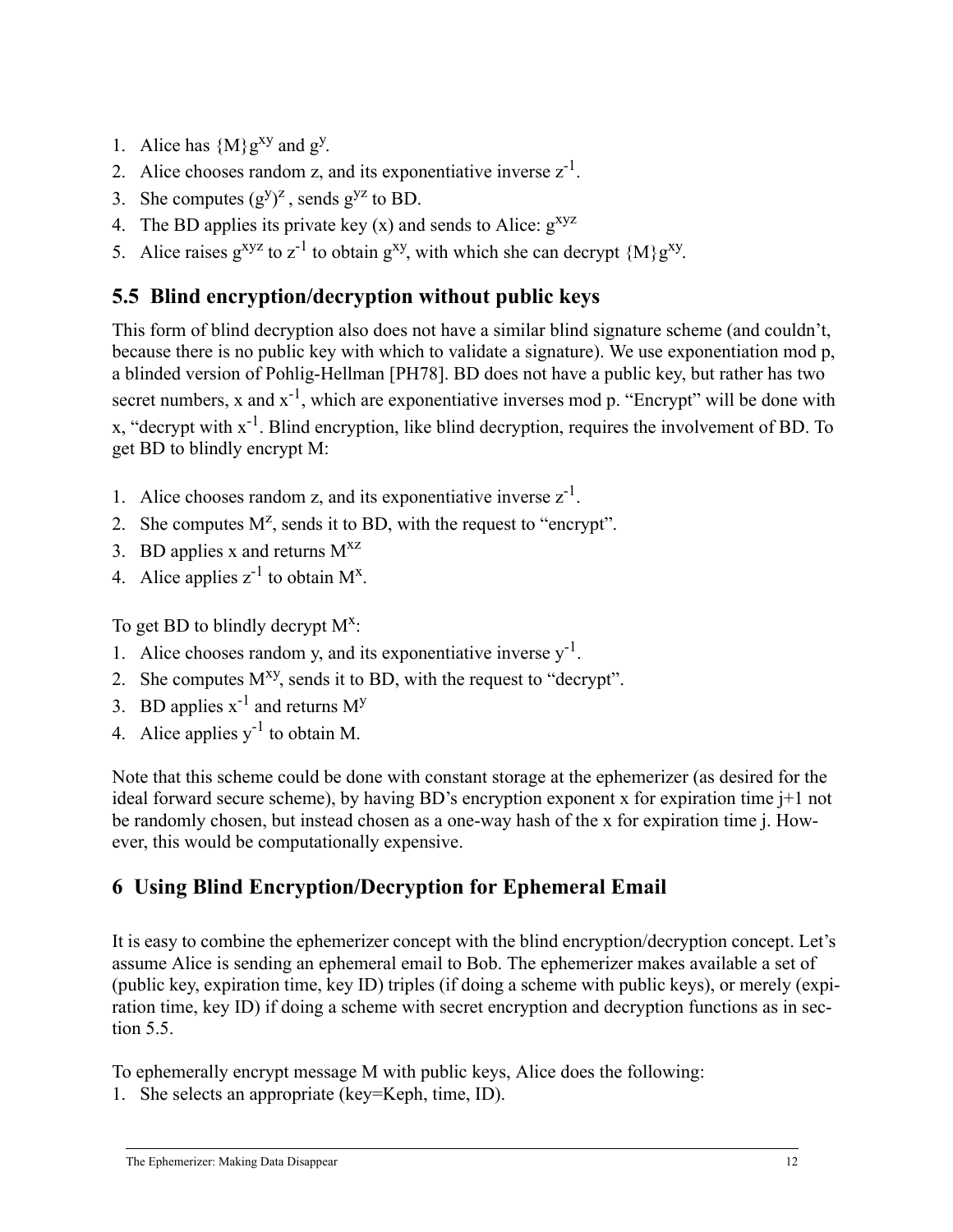1. Alice has $\{M\}g^{xy}$ and $g^y$.
2. Alice chooses random z, and its exponentiative inverse $z^{-1}$.
3. She computes $(g^y)^z$ , sends $g^{yz}$ to BD.
4. The BD applies its private key (x) and sends to Alice: $g^{xyz}$
5. Alice raises $g^{xyz}$ to $z^{-1}$ to obtain $g^{xy}$, with which she can decrypt $\{M\}g^{xy}$.

## 5.5 Blind encryption/decryption without public keys

This form of blind decryption also does not have a similar blind signature scheme (and couldn't, because there is no public key with which to validate a signature). We use exponentiation mod p, a blinded version of Pohlig-Hellman [PH78]. BD does not have a public key, but rather has two secret numbers, x and $x^{-1}$, which are exponentiative inverses mod p. "Encrypt" will be done with x, "decrypt with $x^{-1}$. Blind encryption, like blind decryption, requires the involvement of BD. To get BD to blindly encrypt M:

1. Alice chooses random z, and its exponentiative inverse $z^{-1}$.
2. She computes $M^z$, sends it to BD, with the request to "encrypt".
3. BD applies x and returns $M^{xz}$
4. Alice applies $z^{-1}$ to obtain $M^x$.

To get BD to blindly decrypt $M^x$:

1. Alice chooses random y, and its exponentiative inverse $y^{-1}$.
2. She computes $M^{xy}$, sends it to BD, with the request to "decrypt".
3. BD applies $x^{-1}$ and returns $M^y$
4. Alice applies $y^{-1}$ to obtain M.

Note that this scheme could be done with constant storage at the ephemerizer (as desired for the ideal forward secure scheme), by having BD's encryption exponent x for expiration time j+1 not be randomly chosen, but instead chosen as a one-way hash of the x for expiration time j. However, this would be computationally expensive.

# 6 Using Blind Encryption/Decryption for Ephemeral Email

It is easy to combine the ephemerizer concept with the blind encryption/decryption concept. Let's assume Alice is sending an ephemeral email to Bob. The ephemerizer makes available a set of (public key, expiration time, key ID) triples (if doing a scheme with public keys), or merely (expiration time, key ID) if doing a scheme with secret encryption and decryption functions as in section 5.5.

To ephemerally encrypt message M with public keys, Alice does the following:

1. She selects an appropriate (key=Keph, time, ID).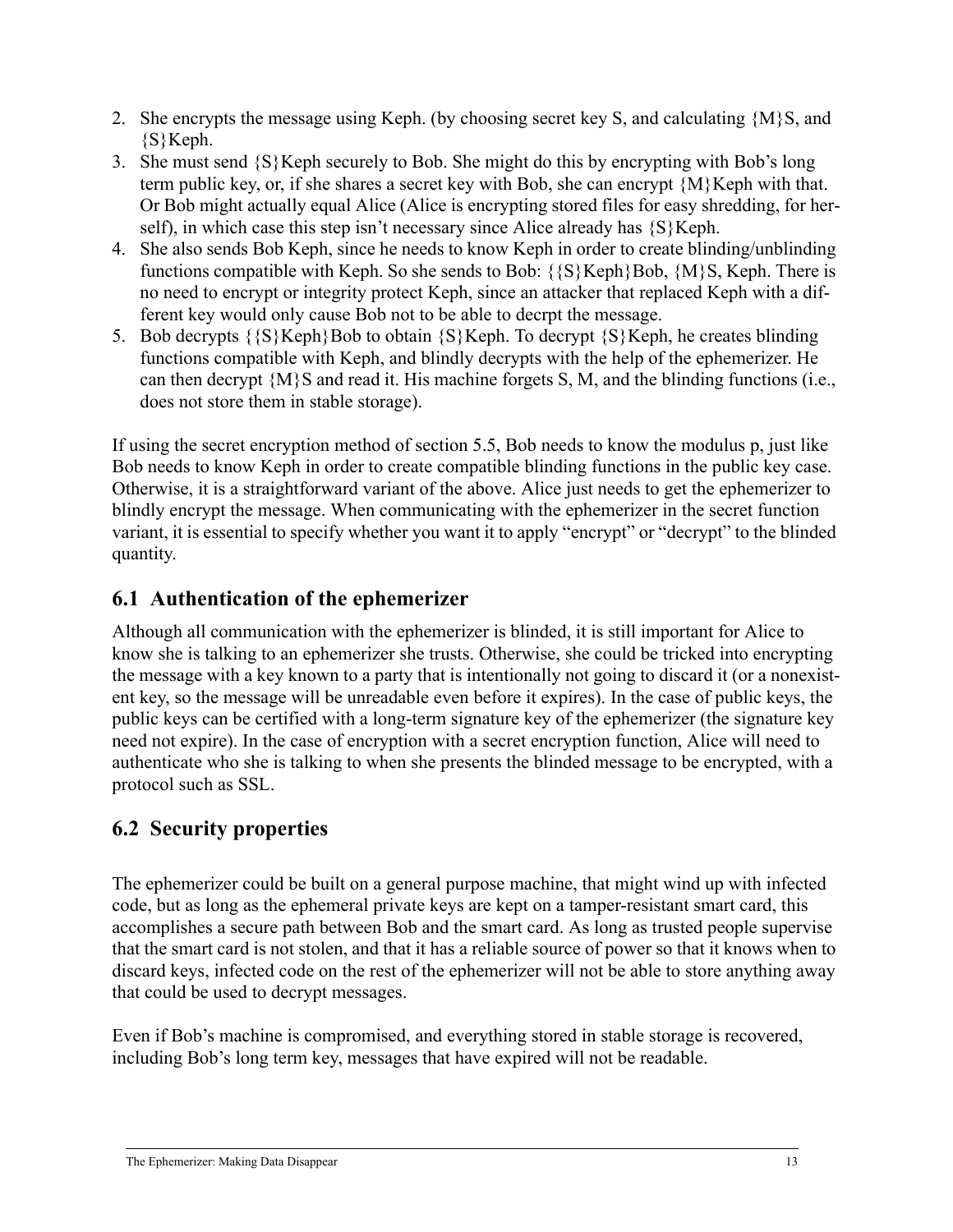2. She encrypts the message using Keph. (by choosing secret key S, and calculating {M}S, and {S}Keph.
3. She must send {S}Keph securely to Bob. She might do this by encrypting with Bob's long term public key, or, if she shares a secret key with Bob, she can encrypt {M}Keph with that. Or Bob might actually equal Alice (Alice is encrypting stored files for easy shredding, for herself), in which case this step isn't necessary since Alice already has {S}Keph.
4. She also sends Bob Keph, since he needs to know Keph in order to create blinding/unblinding functions compatible with Keph. So she sends to Bob: {{S}Keph}Bob, {M}S, Keph. There is no need to encrypt or integrity protect Keph, since an attacker that replaced Keph with a different key would only cause Bob not to be able to decrpt the message.
5. Bob decrypts {{S}Keph}Bob to obtain {S}Keph. To decrypt {S}Keph, he creates blinding functions compatible with Keph, and blindly decrypts with the help of the ephemerizer. He can then decrypt {M}S and read it. His machine forgets S, M, and the blinding functions (i.e., does not store them in stable storage).

If using the secret encryption method of section 5.5, Bob needs to know the modulus p, just like Bob needs to know Keph in order to create compatible blinding functions in the public key case. Otherwise, it is a straightforward variant of the above. Alice just needs to get the ephemerizer to blindly encrypt the message. When communicating with the ephemerizer in the secret function variant, it is essential to specify whether you want it to apply "encrypt" or "decrypt" to the blinded quantity.

## 6.1 Authentication of the ephemerizer

Although all communication with the ephemerizer is blinded, it is still important for Alice to know she is talking to an ephemerizer she trusts. Otherwise, she could be tricked into encrypting the message with a key known to a party that is intentionally not going to discard it (or a nonexistent key, so the message will be unreadable even before it expires). In the case of public keys, the public keys can be certified with a long-term signature key of the ephemerizer (the signature key need not expire). In the case of encryption with a secret encryption function, Alice will need to authenticate who she is talking to when she presents the blinded message to be encrypted, with a protocol such as SSL.

## 6.2 Security properties

The ephemerizer could be built on a general purpose machine, that might wind up with infected code, but as long as the ephemeral private keys are kept on a tamper-resistant smart card, this accomplishes a secure path between Bob and the smart card. As long as trusted people supervise that the smart card is not stolen, and that it has a reliable source of power so that it knows when to discard keys, infected code on the rest of the ephemerizer will not be able to store anything away that could be used to decrypt messages.

Even if Bob's machine is compromised, and everything stored in stable storage is recovered, including Bob's long term key, messages that have expired will not be readable.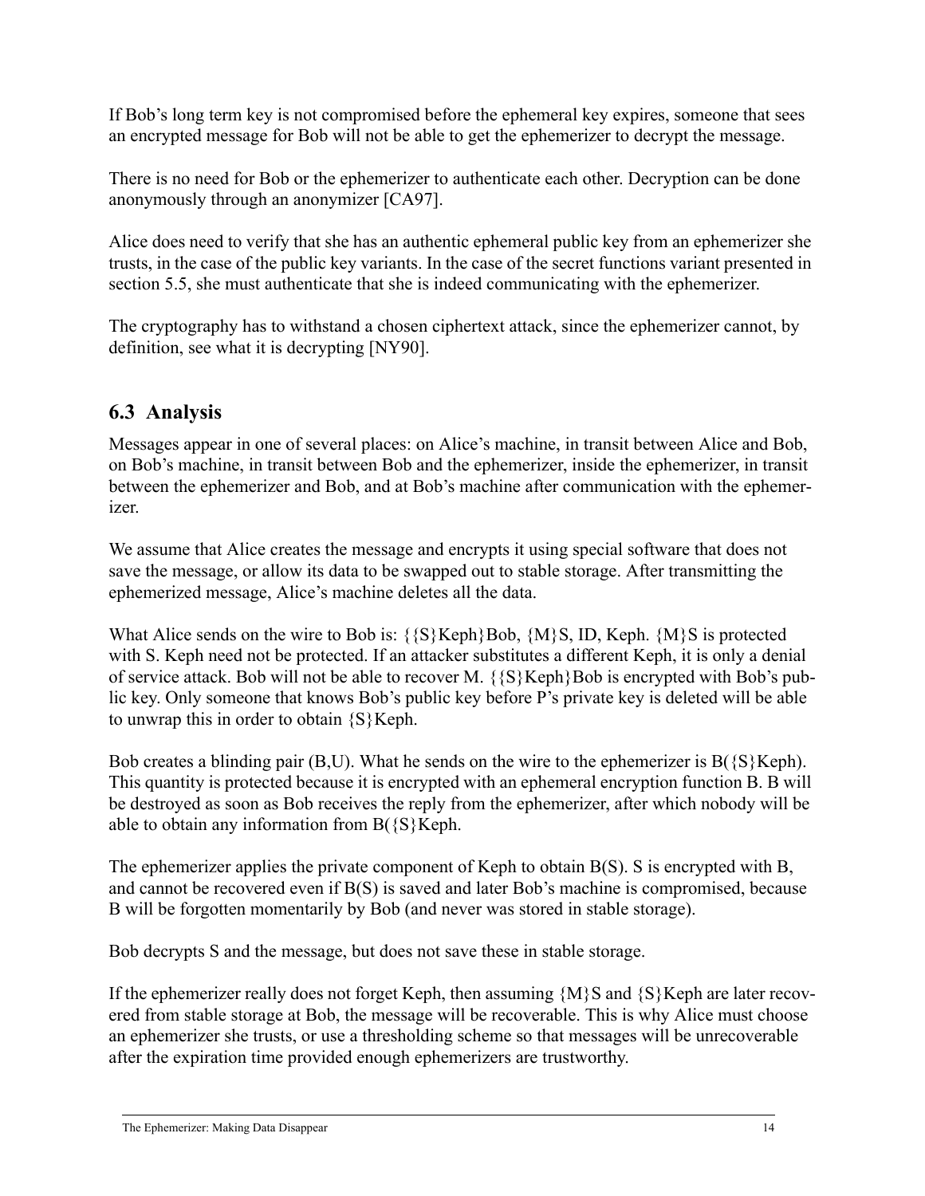If Bob's long term key is not compromised before the ephemeral key expires, someone that sees an encrypted message for Bob will not be able to get the ephemerizer to decrypt the message.

There is no need for Bob or the ephemerizer to authenticate each other. Decryption can be done anonymously through an anonymizer [CA97].

Alice does need to verify that she has an authentic ephemeral public key from an ephemerizer she trusts, in the case of the public key variants. In the case of the secret functions variant presented in section 5.5, she must authenticate that she is indeed communicating with the ephemerizer.

The cryptography has to withstand a chosen ciphertext attack, since the ephemerizer cannot, by definition, see what it is decrypting [NY90].

## 6.3 Analysis

Messages appear in one of several places: on Alice's machine, in transit between Alice and Bob, on Bob's machine, in transit between Bob and the ephemerizer, inside the ephemerizer, in transit between the ephemerizer and Bob, and at Bob's machine after communication with the ephemerizer.

We assume that Alice creates the message and encrypts it using special software that does not save the message, or allow its data to be swapped out to stable storage. After transmitting the ephemerized message, Alice's machine deletes all the data.

What Alice sends on the wire to Bob is: {{S}Keph}Bob, {M}S, ID, Keph. {M}S is protected with S. Keph need not be protected. If an attacker substitutes a different Keph, it is only a denial of service attack. Bob will not be able to recover M. {{S}Keph}Bob is encrypted with Bob's public key. Only someone that knows Bob's public key before P's private key is deleted will be able to unwrap this in order to obtain {S}Keph.

Bob creates a blinding pair (B,U). What he sends on the wire to the ephemerizer is B({S}Keph). This quantity is protected because it is encrypted with an ephemeral encryption function B. B will be destroyed as soon as Bob receives the reply from the ephemerizer, after which nobody will be able to obtain any information from B({S}Keph.

The ephemerizer applies the private component of Keph to obtain B(S). S is encrypted with B, and cannot be recovered even if B(S) is saved and later Bob's machine is compromised, because B will be forgotten momentarily by Bob (and never was stored in stable storage).

Bob decrypts S and the message, but does not save these in stable storage.

If the ephemerizer really does not forget Keph, then assuming {M}S and {S}Keph are later recovered from stable storage at Bob, the message will be recoverable. This is why Alice must choose an ephemerizer she trusts, or use a thresholding scheme so that messages will be unrecoverable after the expiration time provided enough ephemerizers are trustworthy.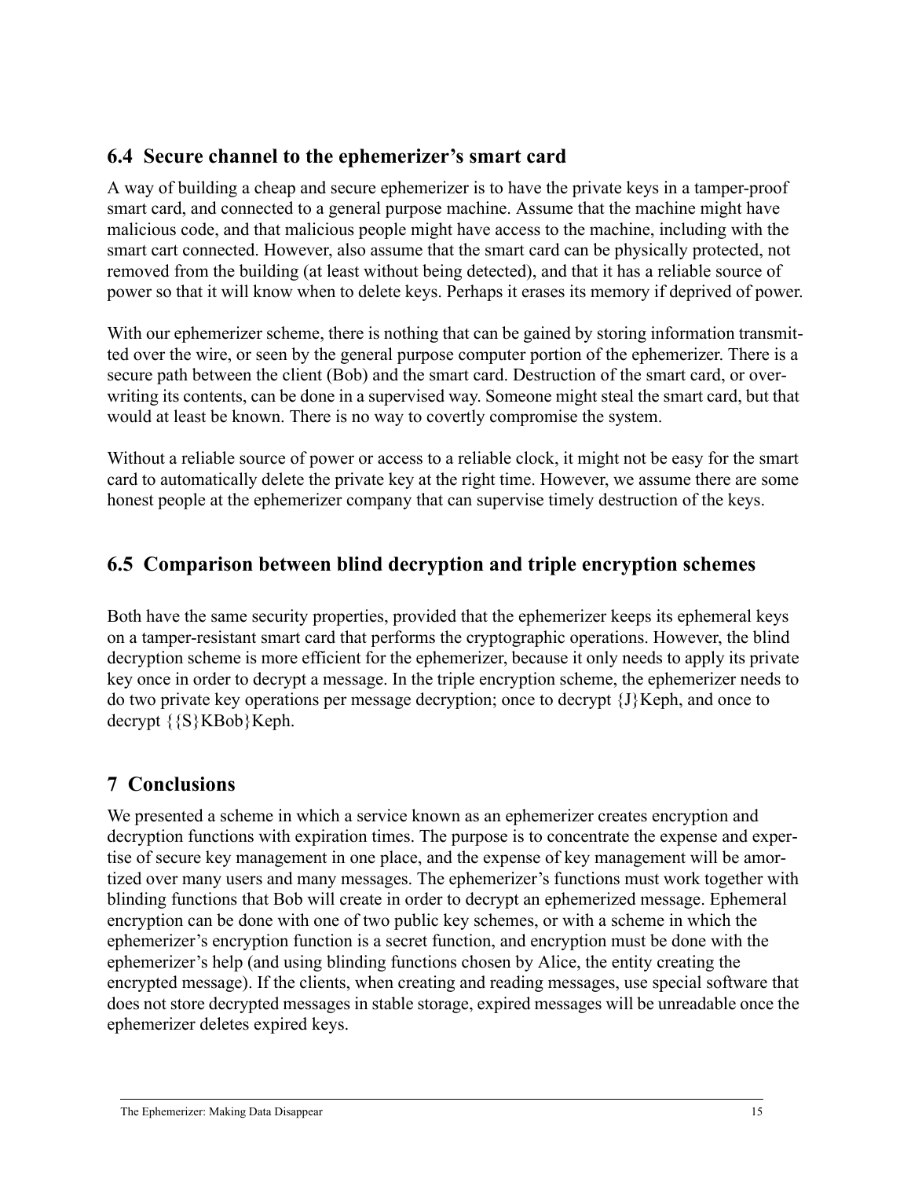## 6.4 Secure channel to the ephemerizer's smart card

A way of building a cheap and secure ephemerizer is to have the private keys in a tamper-proof smart card, and connected to a general purpose machine. Assume that the machine might have malicious code, and that malicious people might have access to the machine, including with the smart cart connected. However, also assume that the smart card can be physically protected, not removed from the building (at least without being detected), and that it has a reliable source of power so that it will know when to delete keys. Perhaps it erases its memory if deprived of power.

With our ephemerizer scheme, there is nothing that can be gained by storing information transmitted over the wire, or seen by the general purpose computer portion of the ephemerizer. There is a secure path between the client (Bob) and the smart card. Destruction of the smart card, or overwriting its contents, can be done in a supervised way. Someone might steal the smart card, but that would at least be known. There is no way to covertly compromise the system.

Without a reliable source of power or access to a reliable clock, it might not be easy for the smart card to automatically delete the private key at the right time. However, we assume there are some honest people at the ephemerizer company that can supervise timely destruction of the keys.

## 6.5 Comparison between blind decryption and triple encryption schemes

Both have the same security properties, provided that the ephemerizer keeps its ephemeral keys on a tamper-resistant smart card that performs the cryptographic operations. However, the blind decryption scheme is more efficient for the ephemerizer, because it only needs to apply its private key once in order to decrypt a message. In the triple encryption scheme, the ephemerizer needs to do two private key operations per message decryption; once to decrypt {J}Keph, and once to decrypt {{S}KBob}Keph.

# 7 Conclusions

We presented a scheme in which a service known as an ephemerizer creates encryption and decryption functions with expiration times. The purpose is to concentrate the expense and expertise of secure key management in one place, and the expense of key management will be amortized over many users and many messages. The ephemerizer's functions must work together with blinding functions that Bob will create in order to decrypt an ephemerized message. Ephemeral encryption can be done with one of two public key schemes, or with a scheme in which the ephemerizer's encryption function is a secret function, and encryption must be done with the ephemerizer's help (and using blinding functions chosen by Alice, the entity creating the encrypted message). If the clients, when creating and reading messages, use special software that does not store decrypted messages in stable storage, expired messages will be unreadable once the ephemerizer deletes expired keys.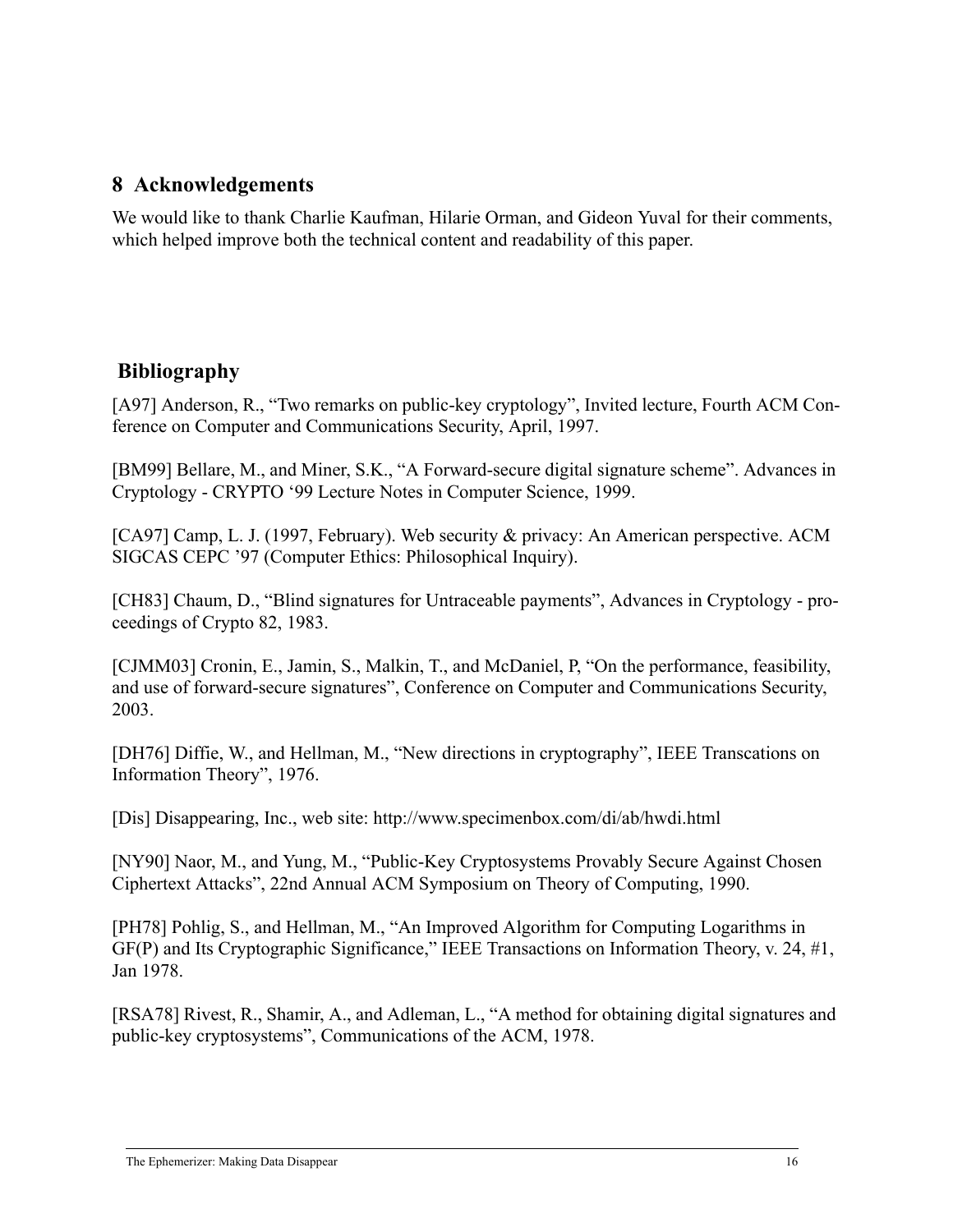## 8 Acknowledgements

We would like to thank Charlie Kaufman, Hilarie Orman, and Gideon Yuval for their comments, which helped improve both the technical content and readability of this paper.

## Bibliography

[A97] Anderson, R., “Two remarks on public-key cryptology”, Invited lecture, Fourth ACM Conference on Computer and Communications Security, April, 1997.

[BM99] Bellare, M., and Miner, S.K., “A Forward-secure digital signature scheme”. Advances in Cryptology - CRYPTO ‘99 Lecture Notes in Computer Science, 1999.

[CA97] Camp, L. J. (1997, February). Web security & privacy: An American perspective. ACM SIGCAS CEPC ’97 (Computer Ethics: Philosophical Inquiry).

[CH83] Chaum, D., “Blind signatures for Untraceable payments”, Advances in Cryptology - proceedings of Crypto 82, 1983.

[CJMM03] Cronin, E., Jamin, S., Malkin, T., and McDaniel, P, “On the performance, feasibility, and use of forward-secure signatures”, Conference on Computer and Communications Security, 2003.

[DH76] Diffie, W., and Hellman, M., “New directions in cryptography”, IEEE Transcations on Information Theory”, 1976.

[Dis] Disappearing, Inc., web site: http://www.specimenbox.com/di/ab/hwdi.html

[NY90] Naor, M., and Yung, M., “Public-Key Cryptosystems Provably Secure Against Chosen Ciphertext Attacks”, 22nd Annual ACM Symposium on Theory of Computing, 1990.

[PH78] Pohlig, S., and Hellman, M., “An Improved Algorithm for Computing Logarithms in GF(P) and Its Cryptographic Significance,” IEEE Transactions on Information Theory, v. 24, #1, Jan 1978.

[RSA78] Rivest, R., Shamir, A., and Adleman, L., “A method for obtaining digital signatures and public-key cryptosystems”, Communications of the ACM, 1978.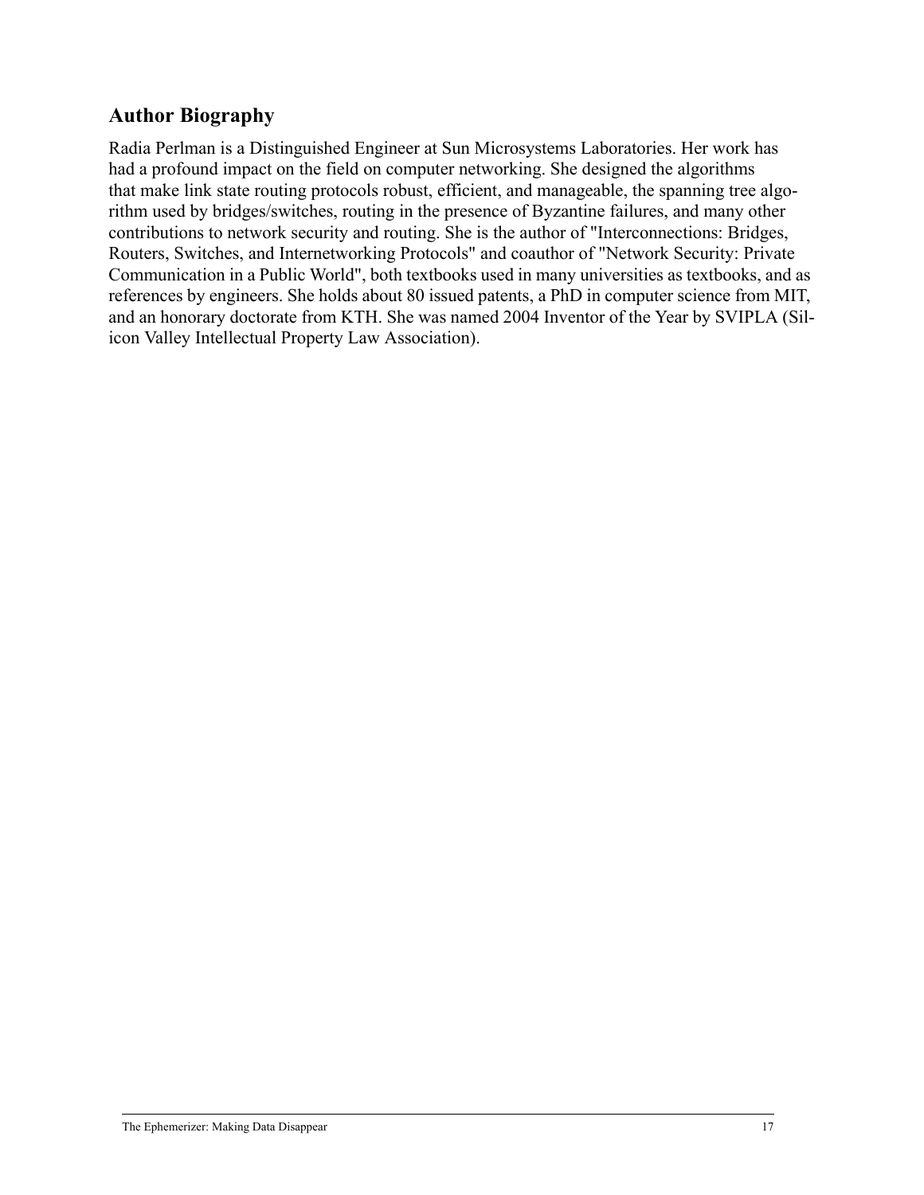## Author Biography

Radia Perlman is a Distinguished Engineer at Sun Microsystems Laboratories. Her work has had a profound impact on the field on computer networking. She designed the algorithms that make link state routing protocols robust, efficient, and manageable, the spanning tree algorithm used by bridges/switches, routing in the presence of Byzantine failures, and many other contributions to network security and routing. She is the author of "Interconnections: Bridges, Routers, Switches, and Internetworking Protocols" and coauthor of "Network Security: Private Communication in a Public World", both textbooks used in many universities as textbooks, and as references by engineers. She holds about 80 issued patents, a PhD in computer science from MIT, and an honorary doctorate from KTH. She was named 2004 Inventor of the Year by SVIPLA (Silicon Valley Intellectual Property Law Association).